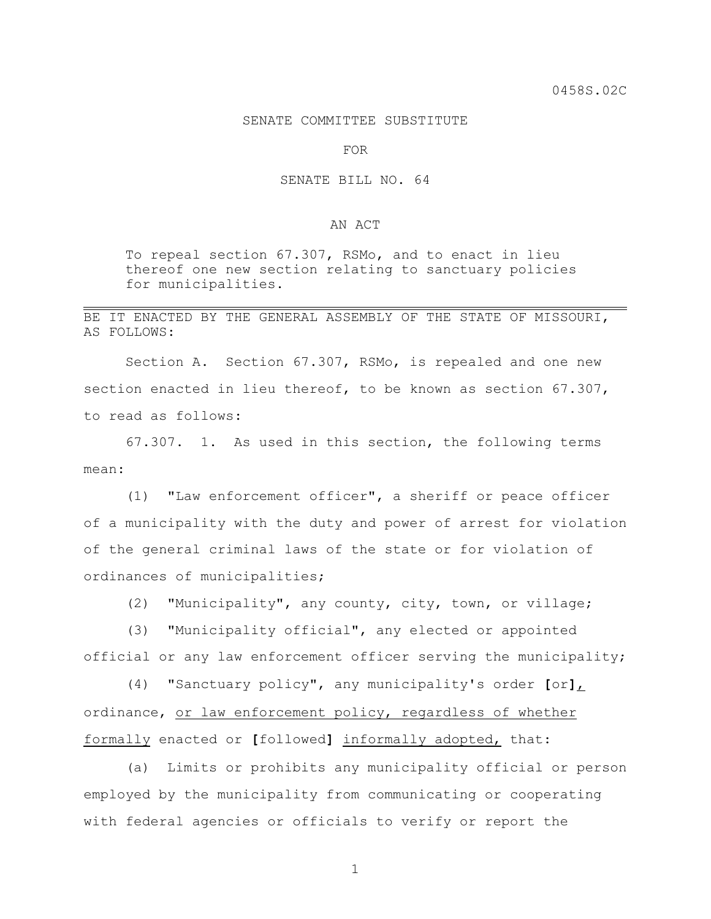0458S.02C

SENATE COMMITTEE SUBSTITUTE

FOR

SENATE BILL NO. 64

AN ACT

To repeal section 67.307, RSMo, and to enact in lieu thereof one new section relating to sanctuary policies for municipalities.

---

BE IT ENACTED BY THE GENERAL ASSEMBLY OF THE STATE OF MISSOURI, AS FOLLOWS:

Section A. Section 67.307, RSMo, is repealed and one new section enacted in lieu thereof, to be known as section 67.307, to read as follows:

67.307. 1. As used in this section, the following terms mean:

(1) "Law enforcement officer", a sheriff or peace officer of a municipality with the duty and power of arrest for violation of the general criminal laws of the state or for violation of ordinances of municipalities;

(2) "Municipality", any county, city, town, or village;

(3) "Municipality official", any elected or appointed official or any law enforcement officer serving the municipality;

(4) "Sanctuary policy", any municipality's order [or]<u>,</u> ordinance, <u>or law enforcement policy, regardless of whether formally</u> enacted or [followed] <u>informally adopted,</u> that:

(a) Limits or prohibits any municipality official or person employed by the municipality from communicating or cooperating with federal agencies or officials to verify or report the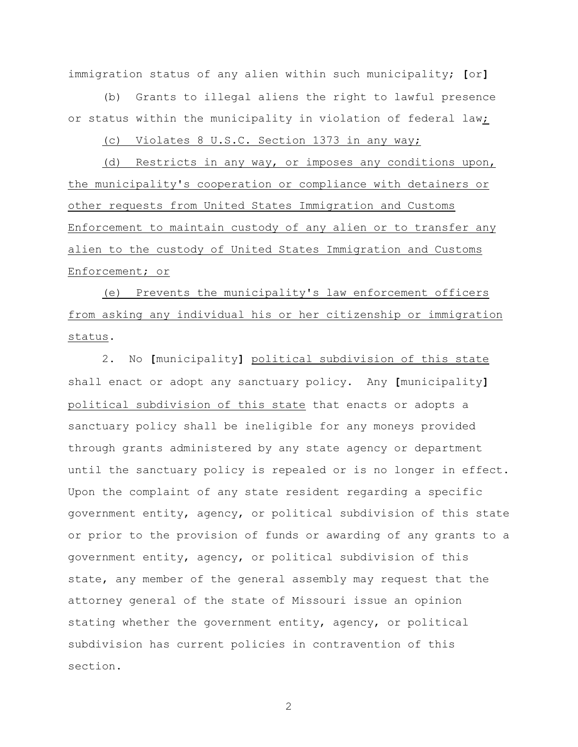immigration status of any alien within such municipality; **[**or**]**

(b) Grants to illegal aliens the right to lawful presence or status within the municipality in violation of federal law<u>;</u>

<u>(c) Violates 8 U.S.C. Section 1373 in any way;</u>

<u>(d) Restricts in any way, or imposes any conditions upon, the municipality's cooperation or compliance with detainers or other requests from United States Immigration and Customs Enforcement to maintain custody of any alien or to transfer any alien to the custody of United States Immigration and Customs Enforcement; or</u>

<u>(e) Prevents the municipality's law enforcement officers from asking any individual his or her citizenship or immigration status</u>.

2. No **[**municipality**]** <u>political subdivision of this state</u> shall enact or adopt any sanctuary policy. Any **[**municipality**]** <u>political subdivision of this state</u> that enacts or adopts a sanctuary policy shall be ineligible for any moneys provided through grants administered by any state agency or department until the sanctuary policy is repealed or is no longer in effect. Upon the complaint of any state resident regarding a specific government entity, agency, or political subdivision of this state or prior to the provision of funds or awarding of any grants to a government entity, agency, or political subdivision of this state, any member of the general assembly may request that the attorney general of the state of Missouri issue an opinion stating whether the government entity, agency, or political subdivision has current policies in contravention of this section.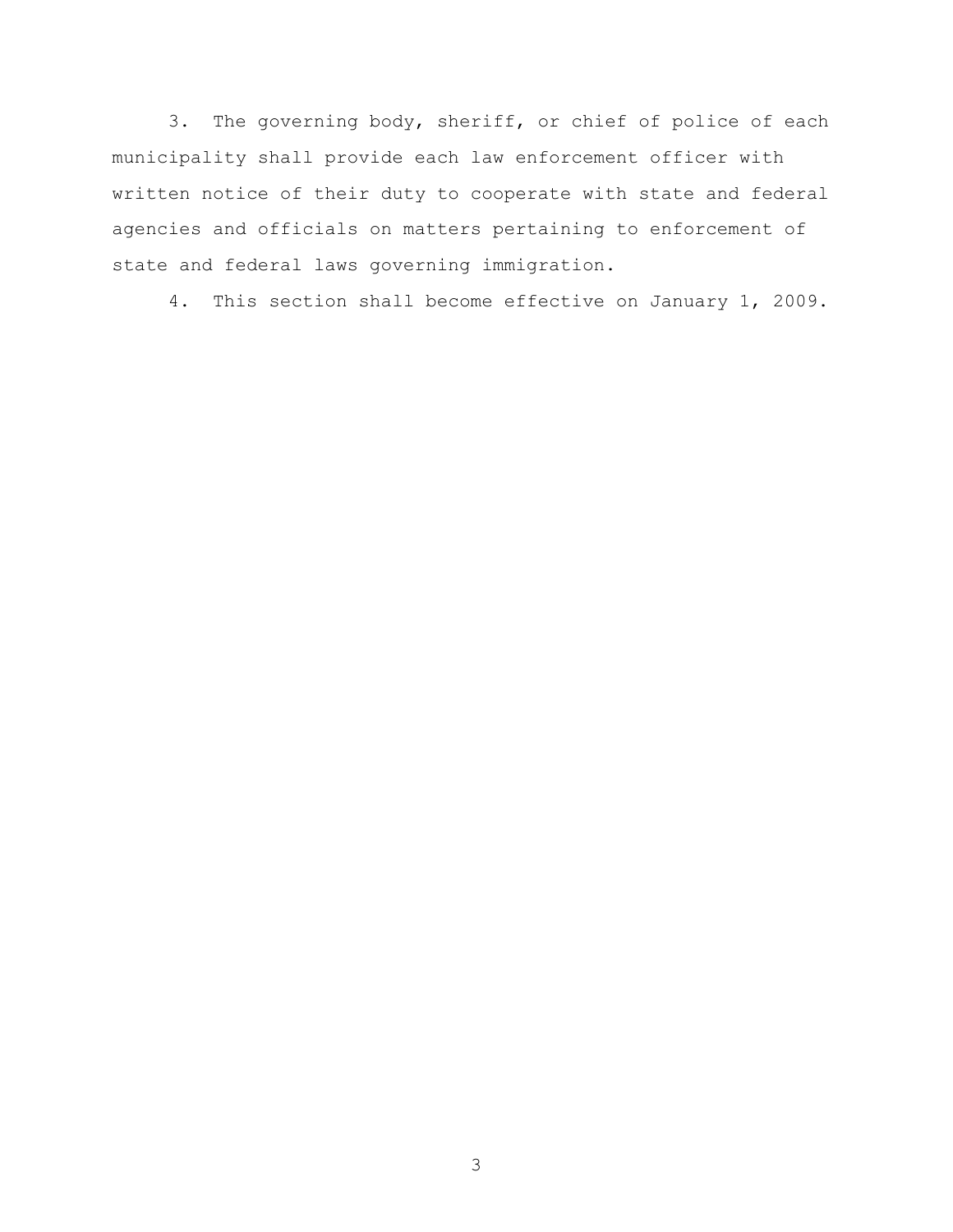3. The governing body, sheriff, or chief of police of each municipality shall provide each law enforcement officer with written notice of their duty to cooperate with state and federal agencies and officials on matters pertaining to enforcement of state and federal laws governing immigration.

4. This section shall become effective on January 1, 2009.